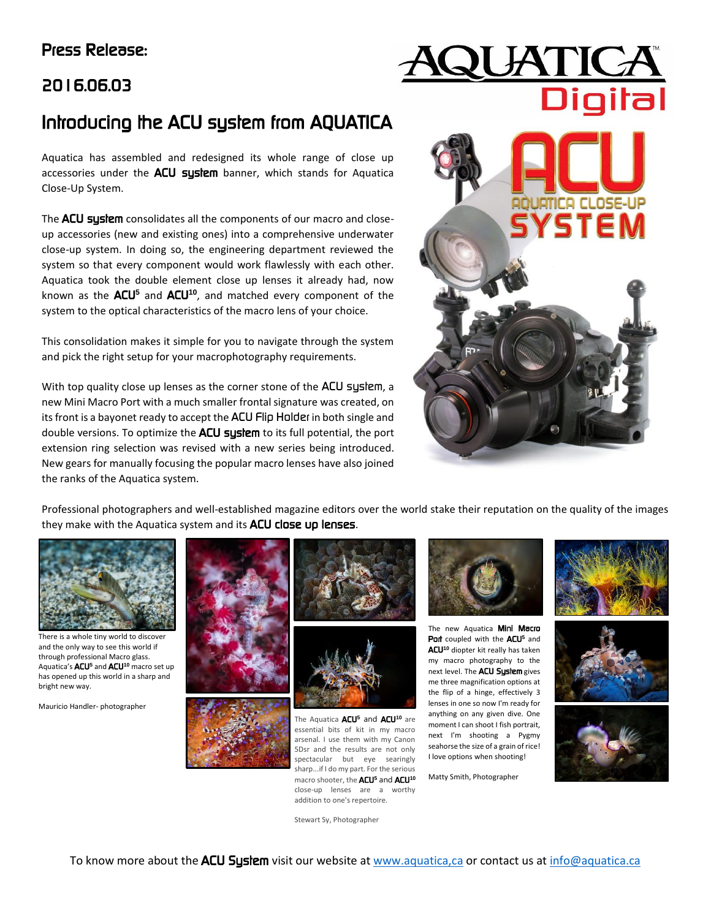# Press Release:

## 2016.06.03

## Introducing the ACU system from AQUATICA

Aquatica has assembled and redesigned its whole range of close up accessories under the **ACU system** banner, which stands for Aquatica Close-Up System.

The **ACU system** consolidates all the components of our macro and close-up accessories (new and existing ones) into a comprehensive underwater close-up system. In doing so, the engineering department reviewed the system so that every component would work flawlessly with each other. Aquatica took the double element close up lenses it already had, now known as the **ACU$^{5}$** and **ACU$^{10}$**, and matched every component of the system to the optical characteristics of the macro lens of your choice.

This consolidation makes it simple for you to navigate through the system and pick the right setup for your macrophotography requirements.

With top quality close up lenses as the corner stone of the **ACU system**, a new Mini Macro Port with a much smaller frontal signature was created, on its front is a bayonet ready to accept the **ACU Flip Holder** in both single and double versions. To optimize the **ACU system** to its full potential, the port extension ring selection was revised with a new series being introduced. New gears for manually focusing the popular macro lenses have also joined the ranks of the Aquatica system.

Professional photographers and well-established magazine editors over the world stake their reputation on the quality of the images they make with the Aquatica system and its **ACU close up lenses**.

There is a whole tiny world to discover and the only way to see this world if through professional Macro glass. Aquatica's **ACU$^{5}$** and **ACU$^{10}$** macro set up has opened up this world in a sharp and bright new way.

Mauricio Handler- photographer

The Aquatica **ACU$^{5}$** and **ACU$^{10}$** are essential bits of kit in my macro arsenal. I use them with my Canon 5Dsr and the results are not only spectacular but eye searingly sharp...if I do my part. For the serious macro shooter, the **ACU$^{5}$** and **ACU$^{10}$** close-up lenses are a worthy addition to one's repertoire.

Stewart Sy, Photographer

The new Aquatica **Mini Macro Port** coupled with the **ACU$^{5}$** and **ACU$^{10}$** diopter kit really has taken my macro photography to the next level. The **ACU System** gives me three magnification options at the flip of a hinge, effectively 3 lenses in one so now I'm ready for anything on any given dive. One moment I can shoot I fish portrait, next I'm shooting a Pygmy seahorse the size of a grain of rice! I love options when shooting!

Matty Smith, Photographer

To know more about the **ACU System** visit our website at [www.aquatica,ca](www.aquatica,ca) or contact us at [info@aquatica.ca](mailto:info@aquatica.ca)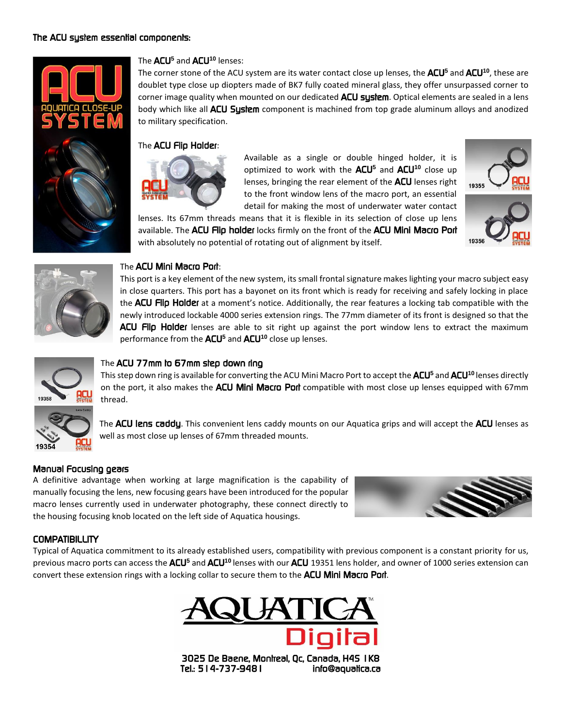## The ACU system essential components:

The **ACU**[5] and **ACU**[10] lenses:

The corner stone of the ACU system are its water contact close up lenses, the **ACU**[5] and **ACU**[10], these are doublet type close up diopters made of BK7 fully coated mineral glass, they offer unsurpassed corner to corner image quality when mounted on our dedicated **ACU system**. Optical elements are sealed in a lens body which like all **ACU System** component is machined from top grade aluminum alloys and anodized to military specification.

The **ACU Flip Holder**:

Available as a single or double hinged holder, it is optimized to work with the **ACU**[5] and **ACU**[10] close up lenses, bringing the rear element of the **ACU** lenses right to the front window lens of the macro port, an essential detail for making the most of underwater water contact lenses. Its 67mm threads means that it is flexible in its selection of close up lens available. The **ACU Flip holder** locks firmly on the front of the **ACU Mini Macro Port** with absolutely no potential of rotating out of alignment by itself.

19355

19356

The **ACU Mini Macro Port**:

This port is a key element of the new system, its small frontal signature makes lighting your macro subject easy in close quarters. This port has a bayonet on its front which is ready for receiving and safely locking in place the **ACU Flip Holder** at a moment's notice. Additionally, the rear features a locking tab compatible with the newly introduced lockable 4000 series extension rings. The 77mm diameter of its front is designed so that the **ACU Flip Holder** lenses are able to sit right up against the port window lens to extract the maximum performance from the **ACU**[5] and **ACU**[10] close up lenses.

19358

The **ACU 77mm to 67mm step down ring**

This step down ring is available for converting the ACU Mini Macro Port to accept the **ACU**[5] and **ACU**[10] lenses directly on the port, it also makes the **ACU Mini Macro Port** compatible with most close up lenses equipped with 67mm thread.

19354

The **ACU lens caddy**. This convenient lens caddy mounts on our Aquatica grips and will accept the **ACU** lenses as well as most close up lenses of 67mm threaded mounts.

### Manual Focusing gears

A definitive advantage when working at large magnification is the capability of manually focusing the lens, new focusing gears have been introduced for the popular macro lenses currently used in underwater photography, these connect directly to the housing focusing knob located on the left side of Aquatica housings.

### COMPATIBILLITY

Typical of Aquatica commitment to its already established users, compatibility with previous component is a constant priority for us, previous macro ports can access the **ACU**[5] and **ACU**[10] lenses with our **ACU** 19351 lens holder, and owner of 1000 series extension can convert these extension rings with a locking collar to secure them to the **ACU Mini Macro Port**.

AQUATICA™ Digital

3025 De Baene, Montreal, Qc, Canada, H4S 1K8

Tel.: 514-737-9481 info@aquatica.ca